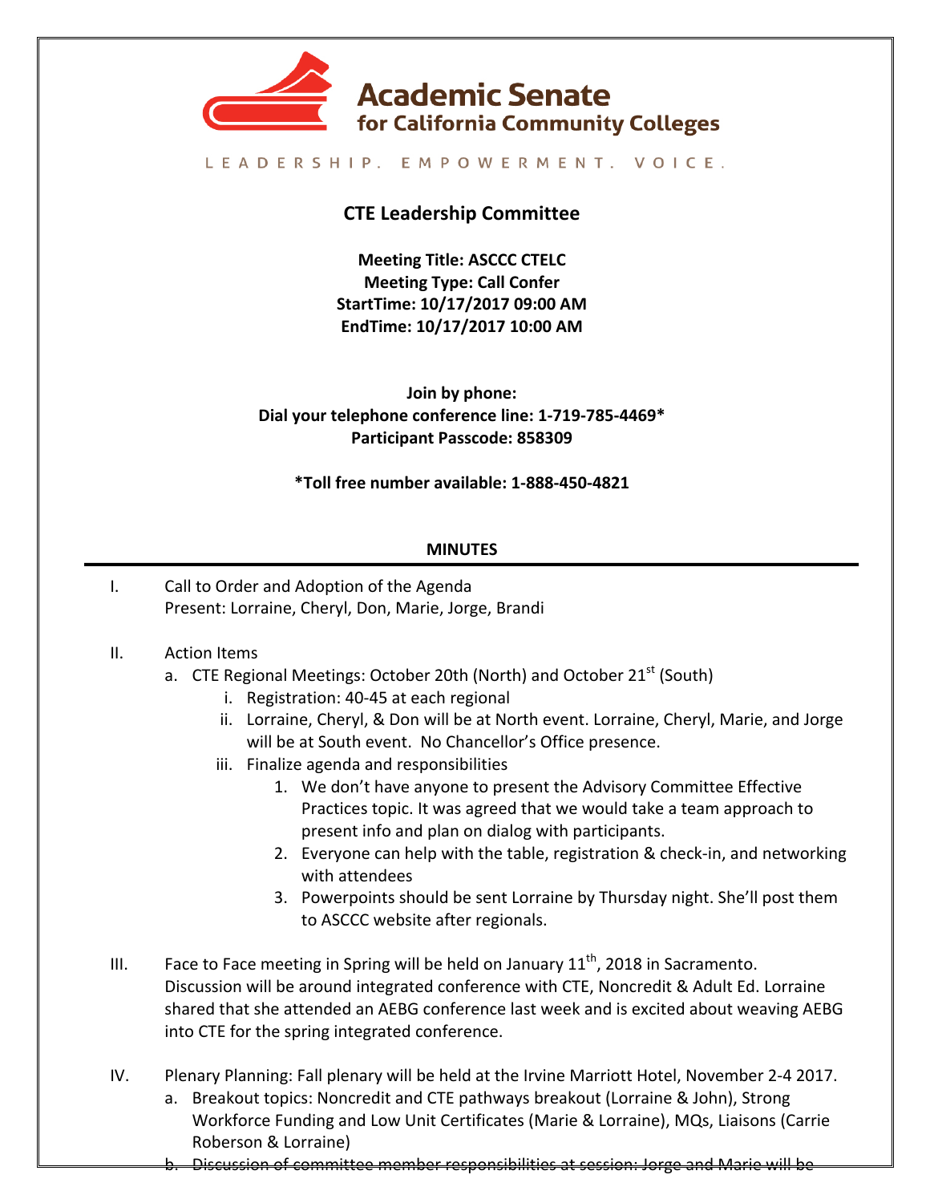# Academic Senate for California Community Colleges

LEADERSHIP. EMPOWERMENT. VOICE.

## CTE Leadership Committee

**Meeting Title: ASCCC CTELC**
**Meeting Type: Call Confer**
**StartTime: 10/17/2017 09:00 AM**
**EndTime: 10/17/2017 10:00 AM**

**Join by phone:**
**Dial your telephone conference line: 1-719-785-4469***
**Participant Passcode: 858309**

***Toll free number available: 1-888-450-4821**

**MINUTES**

---

I. Call to Order and Adoption of the Agenda
Present: Lorraine, Cheryl, Don, Marie, Jorge, Brandi

II. Action Items
   a. CTE Regional Meetings: October 20th (North) and October 21st (South)
      i. Registration: 40-45 at each regional
      ii. Lorraine, Cheryl, & Don will be at North event. Lorraine, Cheryl, Marie, and Jorge will be at South event. No Chancellor's Office presence.
      iii. Finalize agenda and responsibilities
         1. We don't have anyone to present the Advisory Committee Effective Practices topic. It was agreed that we would take a team approach to present info and plan on dialog with participants.
         2. Everyone can help with the table, registration & check-in, and networking with attendees
         3. Powerpoints should be sent Lorraine by Thursday night. She'll post them to ASCCC website after regionals.

III. Face to Face meeting in Spring will be held on January 11th, 2018 in Sacramento. Discussion will be around integrated conference with CTE, Noncredit & Adult Ed. Lorraine shared that she attended an AEBG conference last week and is excited about weaving AEBG into CTE for the spring integrated conference.

IV. Plenary Planning: Fall plenary will be held at the Irvine Marriott Hotel, November 2-4 2017.
   a. Breakout topics: Noncredit and CTE pathways breakout (Lorraine & John), Strong Workforce Funding and Low Unit Certificates (Marie & Lorraine), MQs, Liaisons (Carrie Roberson & Lorraine)
   b. ~~Discussion of committee member responsibilities at session: Jorge and Marie will be~~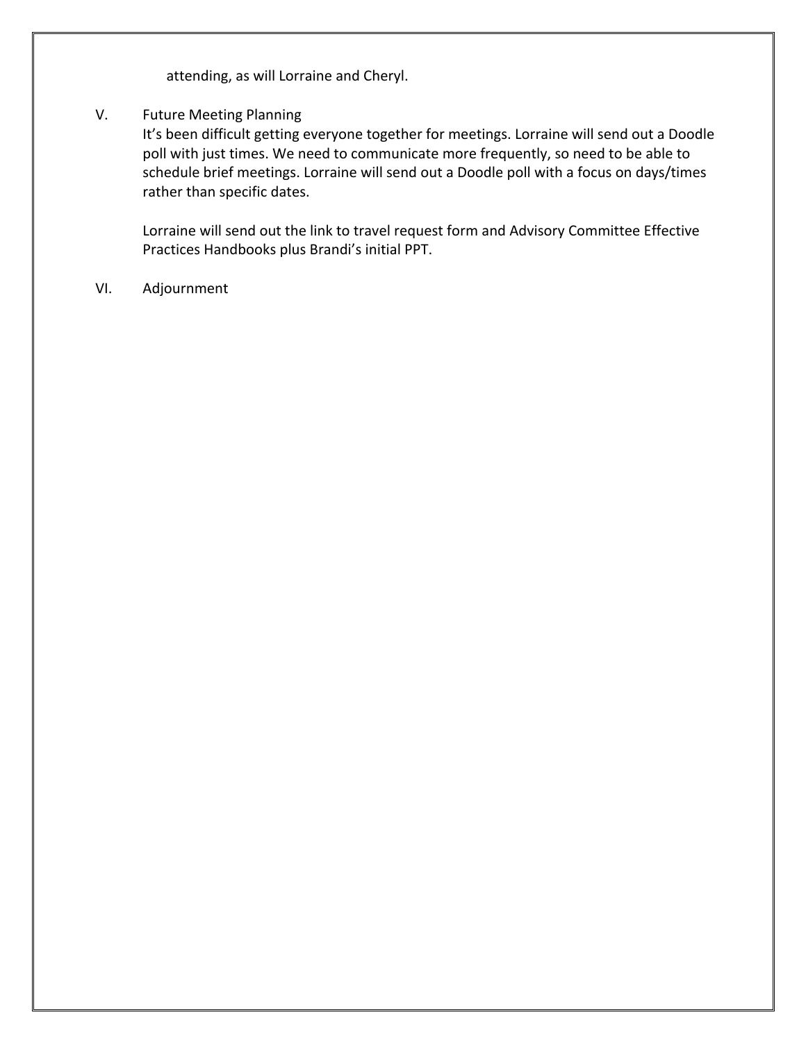attending, as will Lorraine and Cheryl.

V. Future Meeting Planning

It's been difficult getting everyone together for meetings. Lorraine will send out a Doodle poll with just times. We need to communicate more frequently, so need to be able to schedule brief meetings. Lorraine will send out a Doodle poll with a focus on days/times rather than specific dates.

Lorraine will send out the link to travel request form and Advisory Committee Effective Practices Handbooks plus Brandi's initial PPT.

VI. Adjournment